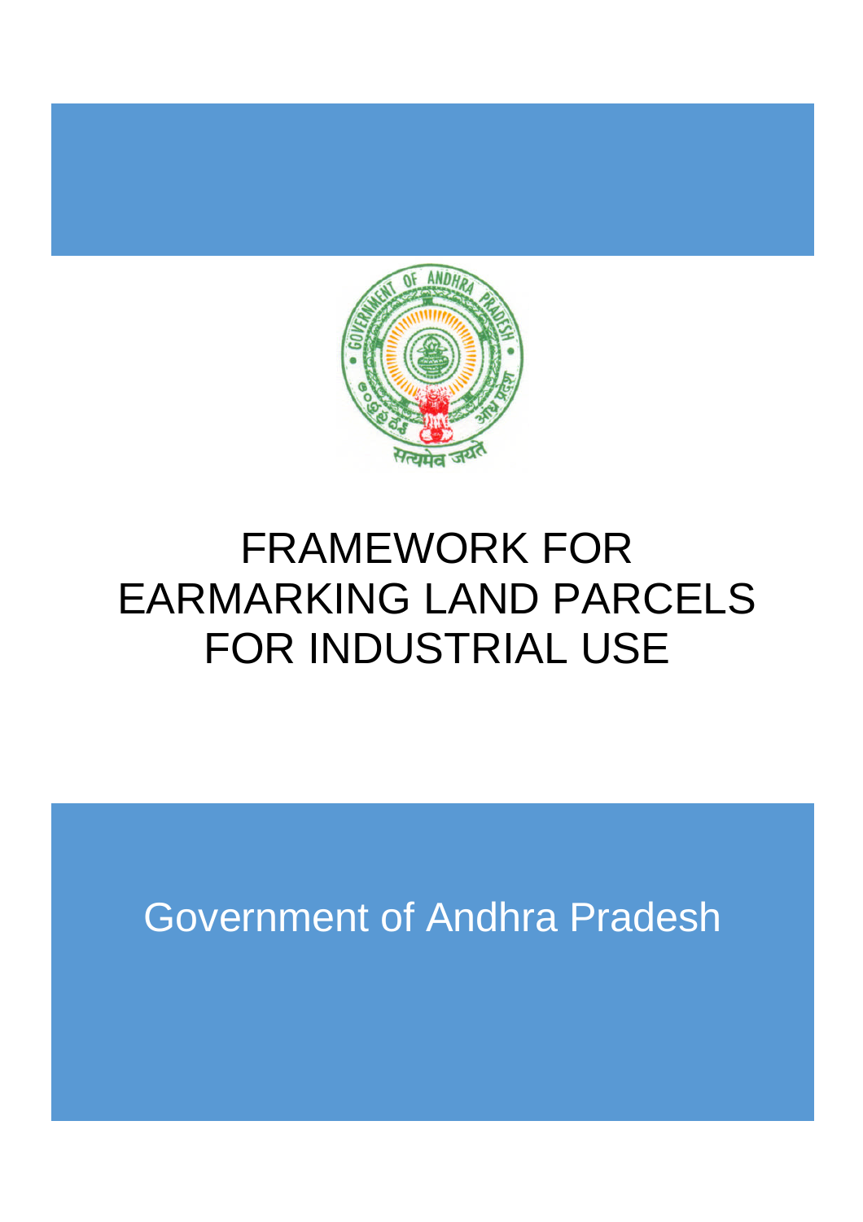# FRAMEWORK FOR EARMARKING LAND PARCELS FOR INDUSTRIAL USE

Government of Andhra Pradesh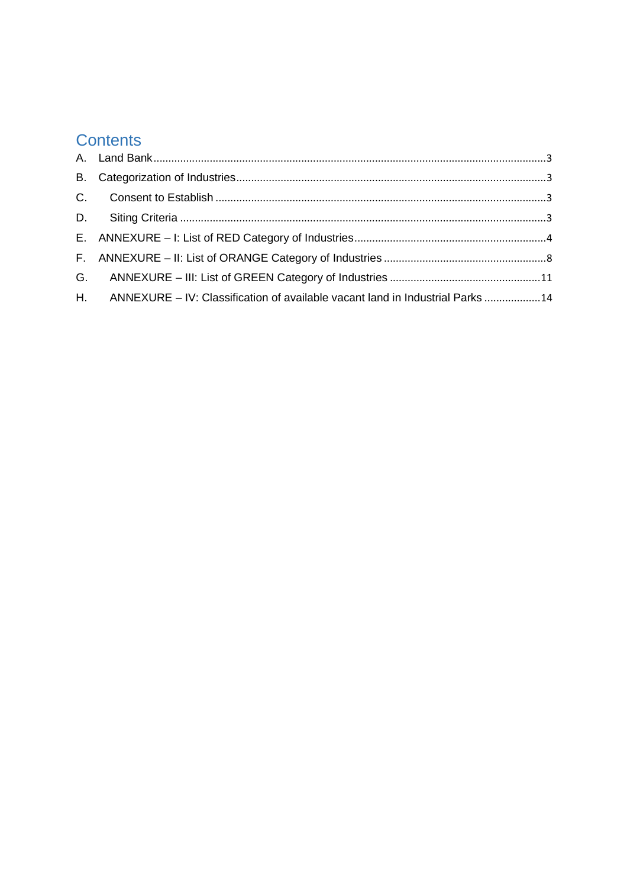# Contents

A. Land Bank ........................................................................................................................................3

B. Categorization of Industries..............................................................................................................3

C. Consent to Establish ........................................................................................................................3

D. Siting Criteria ..................................................................................................................................3

E. ANNEXURE – I: List of RED Category of Industries..........................................................................4

F. ANNEXURE – II: List of ORANGE Category of Industries .................................................................8

G. ANNEXURE – III: List of GREEN Category of Industries ................................................................11

H. ANNEXURE – IV: Classification of available vacant land in Industrial Parks ..................................14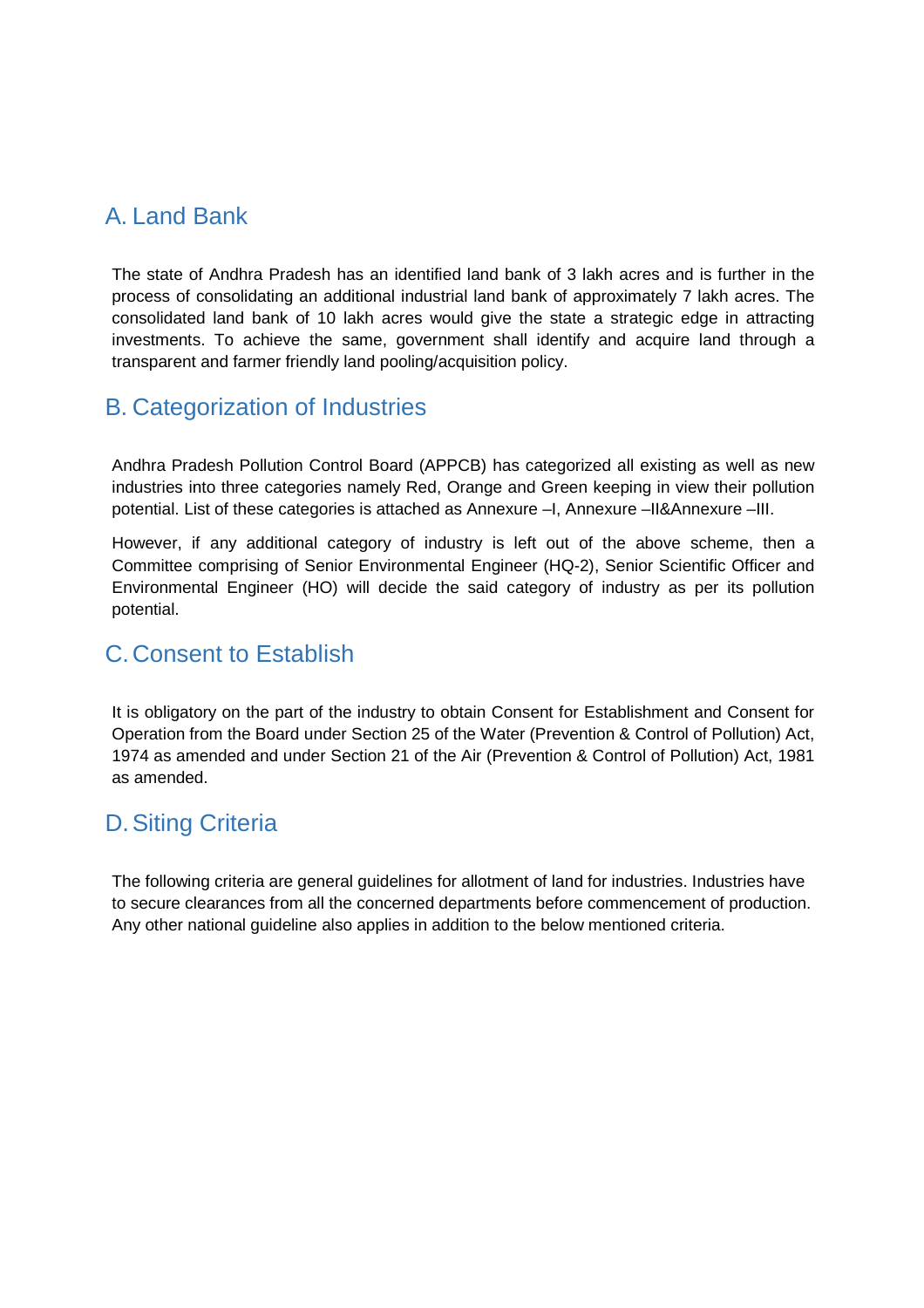## A. Land Bank

The state of Andhra Pradesh has an identified land bank of 3 lakh acres and is further in the process of consolidating an additional industrial land bank of approximately 7 lakh acres. The consolidated land bank of 10 lakh acres would give the state a strategic edge in attracting investments. To achieve the same, government shall identify and acquire land through a transparent and farmer friendly land pooling/acquisition policy.

## B. Categorization of Industries

Andhra Pradesh Pollution Control Board (APPCB) has categorized all existing as well as new industries into three categories namely Red, Orange and Green keeping in view their pollution potential. List of these categories is attached as Annexure –I, Annexure –II&Annexure –III.

However, if any additional category of industry is left out of the above scheme, then a Committee comprising of Senior Environmental Engineer (HQ-2), Senior Scientific Officer and Environmental Engineer (HO) will decide the said category of industry as per its pollution potential.

## C. Consent to Establish

It is obligatory on the part of the industry to obtain Consent for Establishment and Consent for Operation from the Board under Section 25 of the Water (Prevention & Control of Pollution) Act, 1974 as amended and under Section 21 of the Air (Prevention & Control of Pollution) Act, 1981 as amended.

## D. Siting Criteria

The following criteria are general guidelines for allotment of land for industries. Industries have to secure clearances from all the concerned departments before commencement of production. Any other national guideline also applies in addition to the below mentioned criteria.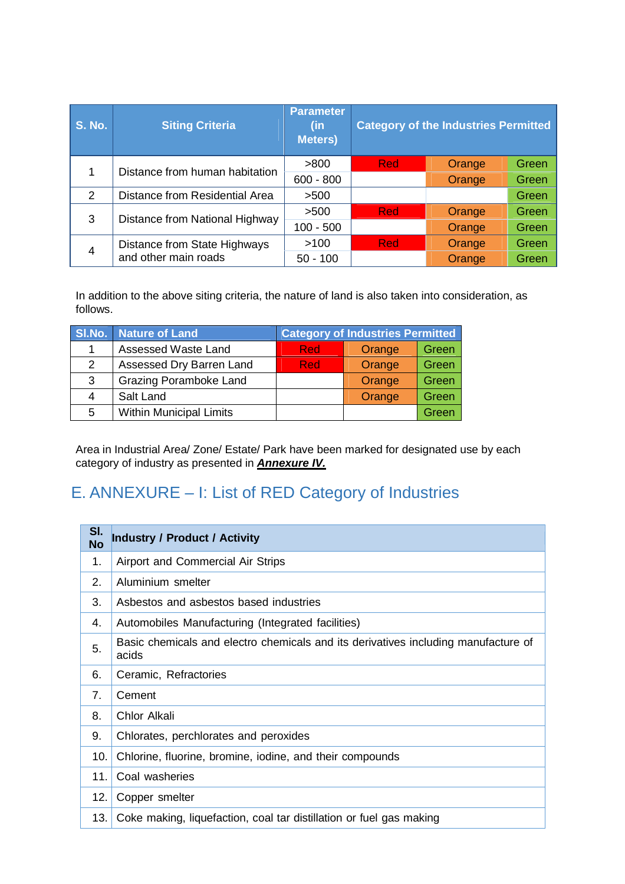| S. No. | Siting Criteria | Parameter (in Meters) | Category of the Industries Permitted | | |
|---|---|---|---|---|---|
| 1 | Distance from human habitation | >800 | Red | Orange | Green |
| | | 600 - 800 | | Orange | Green |
| 2 | Distance from Residential Area | >500 | | | Green |
| 3 | Distance from National Highway | >500 | Red | Orange | Green |
| | | 100 - 500 | | Orange | Green |
| 4 | Distance from State Highways and other main roads | >100 | Red | Orange | Green |
| | | 50 - 100 | | Orange | Green |

In addition to the above siting criteria, the nature of land is also taken into consideration, as follows.

| Sl.No. | Nature of Land | Category of Industries Permitted | | |
|---|---|---|---|---|
| 1 | Assessed Waste Land | Red | Orange | Green |
| 2 | Assessed Dry Barren Land | Red | Orange | Green |
| 3 | Grazing Poramboke Land | | Orange | Green |
| 4 | Salt Land | | Orange | Green |
| 5 | Within Municipal Limits | | | Green |

Area in Industrial Area/ Zone/ Estate/ Park have been marked for designated use by each category of industry as presented in ***Annexure IV.***

## E. ANNEXURE – I: List of RED Category of Industries

| Sl. No | Industry / Product / Activity |
|---|---|
| 1. | Airport and Commercial Air Strips |
| 2. | Aluminium smelter |
| 3. | Asbestos and asbestos based industries |
| 4. | Automobiles Manufacturing (Integrated facilities) |
| 5. | Basic chemicals and electro chemicals and its derivatives including manufacture of acids |
| 6. | Ceramic, Refractories |
| 7. | Cement |
| 8. | Chlor Alkali |
| 9. | Chlorates, perchlorates and peroxides |
| 10. | Chlorine, fluorine, bromine, iodine, and their compounds |
| 11. | Coal washeries |
| 12. | Copper smelter |
| 13. | Coke making, liquefaction, coal tar distillation or fuel gas making |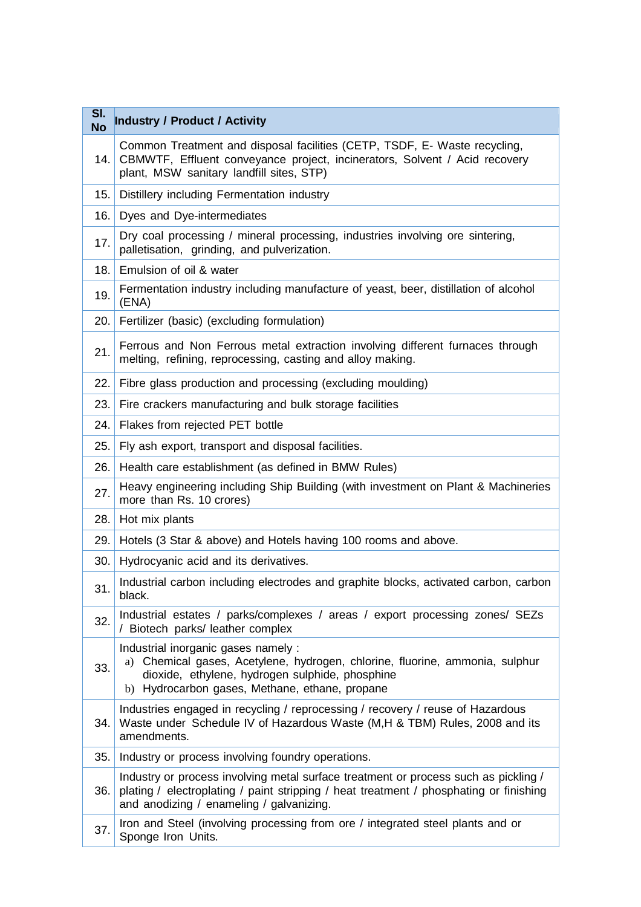| Sl. No | Industry / Product / Activity |
|---|---|
| 14. | Common Treatment and disposal facilities (CETP, TSDF, E- Waste recycling, CBMWTF, Effluent conveyance project, incinerators, Solvent / Acid recovery plant, MSW sanitary landfill sites, STP) |
| 15. | Distillery including Fermentation industry |
| 16. | Dyes and Dye-intermediates |
| 17. | Dry coal processing / mineral processing, industries involving ore sintering, palletisation, grinding, and pulverization. |
| 18. | Emulsion of oil & water |
| 19. | Fermentation industry including manufacture of yeast, beer, distillation of alcohol (ENA) |
| 20. | Fertilizer (basic) (excluding formulation) |
| 21. | Ferrous and Non Ferrous metal extraction involving different furnaces through melting, refining, reprocessing, casting and alloy making. |
| 22. | Fibre glass production and processing (excluding moulding) |
| 23. | Fire crackers manufacturing and bulk storage facilities |
| 24. | Flakes from rejected PET bottle |
| 25. | Fly ash export, transport and disposal facilities. |
| 26. | Health care establishment (as defined in BMW Rules) |
| 27. | Heavy engineering including Ship Building (with investment on Plant & Machineries more than Rs. 10 crores) |
| 28. | Hot mix plants |
| 29. | Hotels (3 Star & above) and Hotels having 100 rooms and above. |
| 30. | Hydrocyanic acid and its derivatives. |
| 31. | Industrial carbon including electrodes and graphite blocks, activated carbon, carbon black. |
| 32. | Industrial estates / parks/complexes / areas / export processing zones/ SEZs / Biotech parks/ leather complex |
| 33. | Industrial inorganic gases namely : a) Chemical gases, Acetylene, hydrogen, chlorine, fluorine, ammonia, sulphur dioxide, ethylene, hydrogen sulphide, phosphine b) Hydrocarbon gases, Methane, ethane, propane |
| 34. | Industries engaged in recycling / reprocessing / recovery / reuse of Hazardous Waste under Schedule IV of Hazardous Waste (M,H & TBM) Rules, 2008 and its amendments. |
| 35. | Industry or process involving foundry operations. |
| 36. | Industry or process involving metal surface treatment or process such as pickling / plating / electroplating / paint stripping / heat treatment / phosphating or finishing and anodizing / enameling / galvanizing. |
| 37. | Iron and Steel (involving processing from ore / integrated steel plants and or Sponge Iron Units. |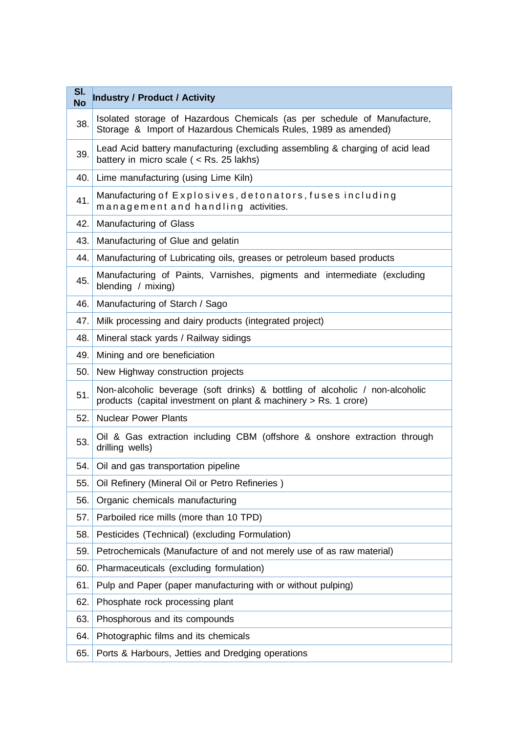| Sl. No | Industry / Product / Activity |
|---|---|
| 38. | Isolated storage of Hazardous Chemicals (as per schedule of Manufacture, Storage & Import of Hazardous Chemicals Rules, 1989 as amended) |
| 39. | Lead Acid battery manufacturing (excluding assembling & charging of acid lead battery in micro scale ( < Rs. 25 lakhs) |
| 40. | Lime manufacturing (using Lime Kiln) |
| 41. | Manufacturing of Explosives, detonators, fuses including management and handling activities. |
| 42. | Manufacturing of Glass |
| 43. | Manufacturing of Glue and gelatin |
| 44. | Manufacturing of Lubricating oils, greases or petroleum based products |
| 45. | Manufacturing of Paints, Varnishes, pigments and intermediate (excluding blending / mixing) |
| 46. | Manufacturing of Starch / Sago |
| 47. | Milk processing and dairy products (integrated project) |
| 48. | Mineral stack yards / Railway sidings |
| 49. | Mining and ore beneficiation |
| 50. | New Highway construction projects |
| 51. | Non-alcoholic beverage (soft drinks) & bottling of alcoholic / non-alcoholic products (capital investment on plant & machinery > Rs. 1 crore) |
| 52. | Nuclear Power Plants |
| 53. | Oil & Gas extraction including CBM (offshore & onshore extraction through drilling wells) |
| 54. | Oil and gas transportation pipeline |
| 55. | Oil Refinery (Mineral Oil or Petro Refineries ) |
| 56. | Organic chemicals manufacturing |
| 57. | Parboiled rice mills (more than 10 TPD) |
| 58. | Pesticides (Technical) (excluding Formulation) |
| 59. | Petrochemicals (Manufacture of and not merely use of as raw material) |
| 60. | Pharmaceuticals (excluding formulation) |
| 61. | Pulp and Paper (paper manufacturing with or without pulping) |
| 62. | Phosphate rock processing plant |
| 63. | Phosphorous and its compounds |
| 64. | Photographic films and its chemicals |
| 65. | Ports & Harbours, Jetties and Dredging operations |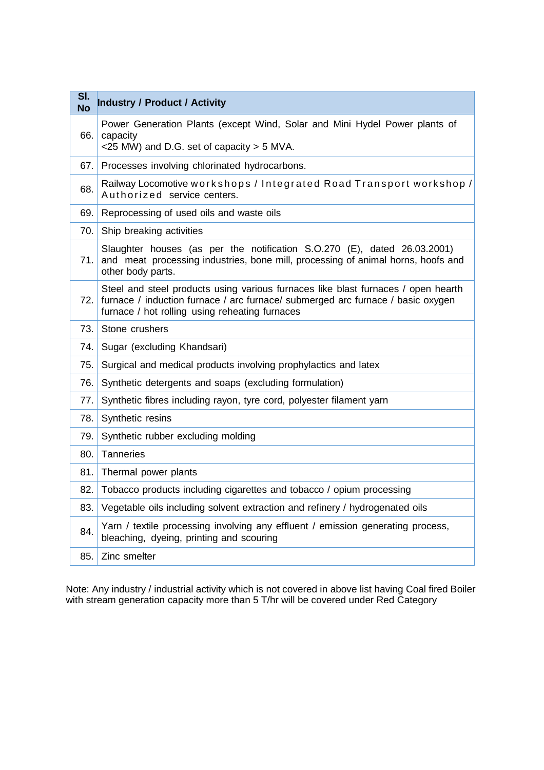| Sl. No | Industry / Product / Activity |
|---|---|
| 66. | Power Generation Plants (except Wind, Solar and Mini Hydel Power plants of capacity <25 MW) and D.G. set of capacity > 5 MVA. |
| 67. | Processes involving chlorinated hydrocarbons. |
| 68. | Railway Locomotive workshops / Integrated Road Transport workshop / Authorized service centers. |
| 69. | Reprocessing of used oils and waste oils |
| 70. | Ship breaking activities |
| 71. | Slaughter houses (as per the notification S.O.270 (E), dated 26.03.2001) and meat processing industries, bone mill, processing of animal horns, hoofs and other body parts. |
| 72. | Steel and steel products using various furnaces like blast furnaces / open hearth furnace / induction furnace / arc furnace/ submerged arc furnace / basic oxygen furnace / hot rolling using reheating furnaces |
| 73. | Stone crushers |
| 74. | Sugar (excluding Khandsari) |
| 75. | Surgical and medical products involving prophylactics and latex |
| 76. | Synthetic detergents and soaps (excluding formulation) |
| 77. | Synthetic fibres including rayon, tyre cord, polyester filament yarn |
| 78. | Synthetic resins |
| 79. | Synthetic rubber excluding molding |
| 80. | Tanneries |
| 81. | Thermal power plants |
| 82. | Tobacco products including cigarettes and tobacco / opium processing |
| 83. | Vegetable oils including solvent extraction and refinery / hydrogenated oils |
| 84. | Yarn / textile processing involving any effluent / emission generating process, bleaching, dyeing, printing and scouring |
| 85. | Zinc smelter |

Note: Any industry / industrial activity which is not covered in above list having Coal fired Boiler with stream generation capacity more than 5 T/hr will be covered under Red Category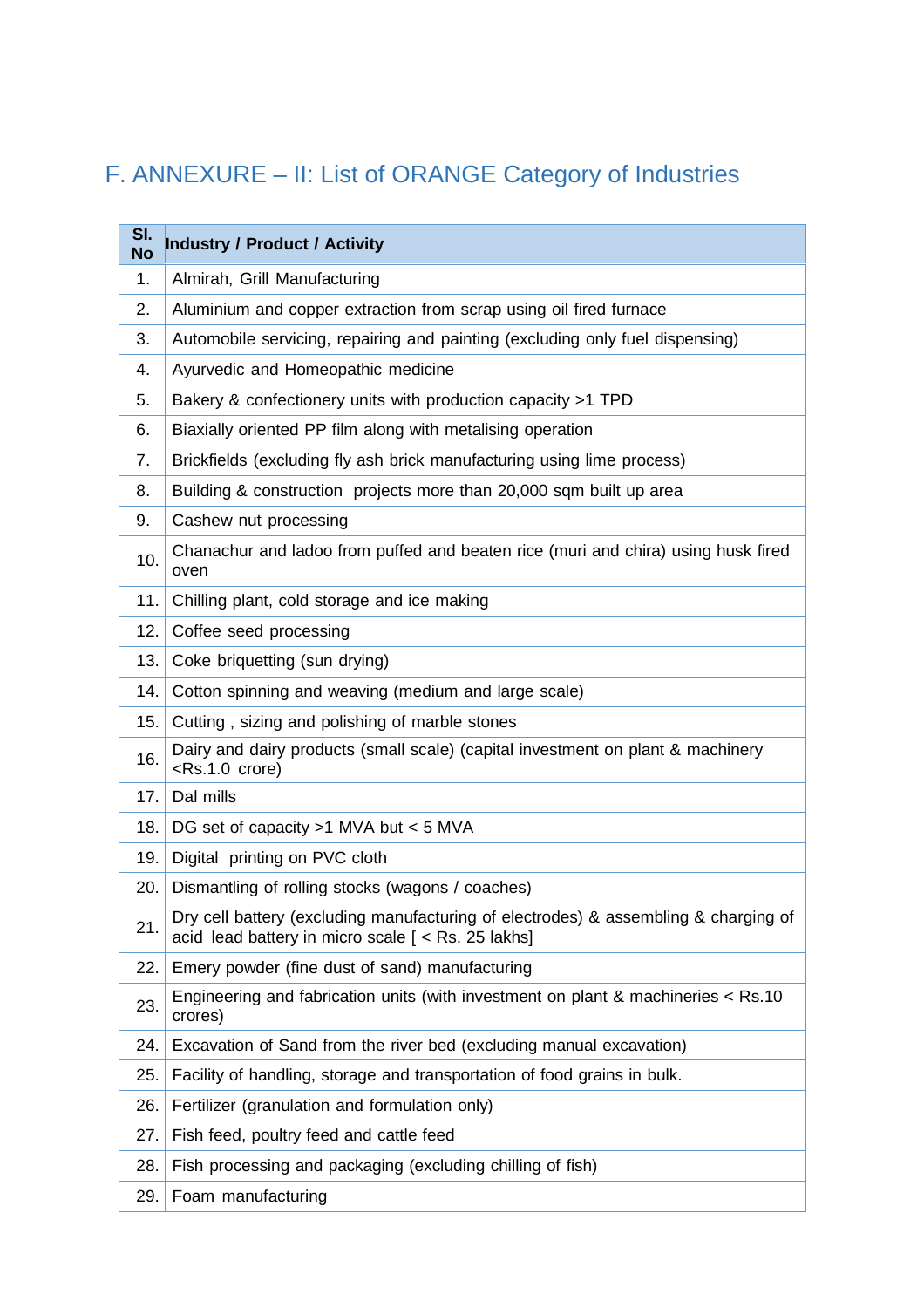## F. ANNEXURE – II: List of ORANGE Category of Industries

| Sl. No | Industry / Product / Activity |
|---|---|
| 1. | Almirah, Grill Manufacturing |
| 2. | Aluminium and copper extraction from scrap using oil fired furnace |
| 3. | Automobile servicing, repairing and painting (excluding only fuel dispensing) |
| 4. | Ayurvedic and Homeopathic medicine |
| 5. | Bakery & confectionery units with production capacity >1 TPD |
| 6. | Biaxially oriented PP film along with metalising operation |
| 7. | Brickfields (excluding fly ash brick manufacturing using lime process) |
| 8. | Building & construction projects more than 20,000 sqm built up area |
| 9. | Cashew nut processing |
| 10. | Chanachur and ladoo from puffed and beaten rice (muri and chira) using husk fired oven |
| 11. | Chilling plant, cold storage and ice making |
| 12. | Coffee seed processing |
| 13. | Coke briquetting (sun drying) |
| 14. | Cotton spinning and weaving (medium and large scale) |
| 15. | Cutting , sizing and polishing of marble stones |
| 16. | Dairy and dairy products (small scale) (capital investment on plant & machinery <Rs.1.0 crore) |
| 17. | Dal mills |
| 18. | DG set of capacity >1 MVA but < 5 MVA |
| 19. | Digital printing on PVC cloth |
| 20. | Dismantling of rolling stocks (wagons / coaches) |
| 21. | Dry cell battery (excluding manufacturing of electrodes) & assembling & charging of acid lead battery in micro scale [ < Rs. 25 lakhs] |
| 22. | Emery powder (fine dust of sand) manufacturing |
| 23. | Engineering and fabrication units (with investment on plant & machineries < Rs.10 crores) |
| 24. | Excavation of Sand from the river bed (excluding manual excavation) |
| 25. | Facility of handling, storage and transportation of food grains in bulk. |
| 26. | Fertilizer (granulation and formulation only) |
| 27. | Fish feed, poultry feed and cattle feed |
| 28. | Fish processing and packaging (excluding chilling of fish) |
| 29. | Foam manufacturing |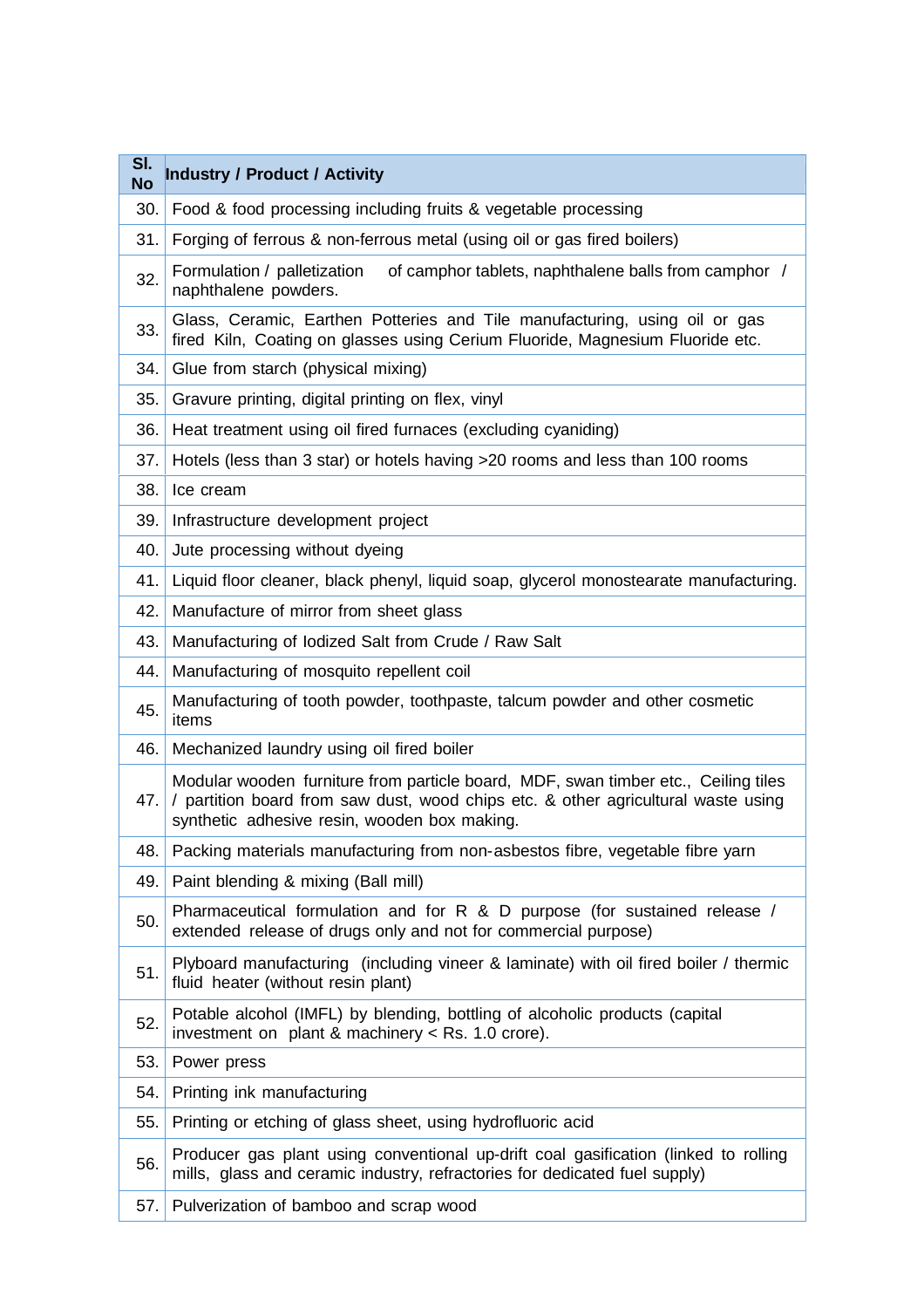| Sl. No | Industry / Product / Activity |
|---|---|
| 30. | Food & food processing including fruits & vegetable processing |
| 31. | Forging of ferrous & non-ferrous metal (using oil or gas fired boilers) |
| 32. | Formulation / palletization of camphor tablets, naphthalene balls from camphor / naphthalene powders. |
| 33. | Glass, Ceramic, Earthen Potteries and Tile manufacturing, using oil or gas fired Kiln, Coating on glasses using Cerium Fluoride, Magnesium Fluoride etc. |
| 34. | Glue from starch (physical mixing) |
| 35. | Gravure printing, digital printing on flex, vinyl |
| 36. | Heat treatment using oil fired furnaces (excluding cyaniding) |
| 37. | Hotels (less than 3 star) or hotels having >20 rooms and less than 100 rooms |
| 38. | Ice cream |
| 39. | Infrastructure development project |
| 40. | Jute processing without dyeing |
| 41. | Liquid floor cleaner, black phenyl, liquid soap, glycerol monostearate manufacturing. |
| 42. | Manufacture of mirror from sheet glass |
| 43. | Manufacturing of Iodized Salt from Crude / Raw Salt |
| 44. | Manufacturing of mosquito repellent coil |
| 45. | Manufacturing of tooth powder, toothpaste, talcum powder and other cosmetic items |
| 46. | Mechanized laundry using oil fired boiler |
| 47. | Modular wooden furniture from particle board, MDF, swan timber etc., Ceiling tiles / partition board from saw dust, wood chips etc. & other agricultural waste using synthetic adhesive resin, wooden box making. |
| 48. | Packing materials manufacturing from non-asbestos fibre, vegetable fibre yarn |
| 49. | Paint blending & mixing (Ball mill) |
| 50. | Pharmaceutical formulation and for R & D purpose (for sustained release / extended release of drugs only and not for commercial purpose) |
| 51. | Plyboard manufacturing (including vineer & laminate) with oil fired boiler / thermic fluid heater (without resin plant) |
| 52. | Potable alcohol (IMFL) by blending, bottling of alcoholic products (capital investment on plant & machinery < Rs. 1.0 crore). |
| 53. | Power press |
| 54. | Printing ink manufacturing |
| 55. | Printing or etching of glass sheet, using hydrofluoric acid |
| 56. | Producer gas plant using conventional up-drift coal gasification (linked to rolling mills, glass and ceramic industry, refractories for dedicated fuel supply) |
| 57. | Pulverization of bamboo and scrap wood |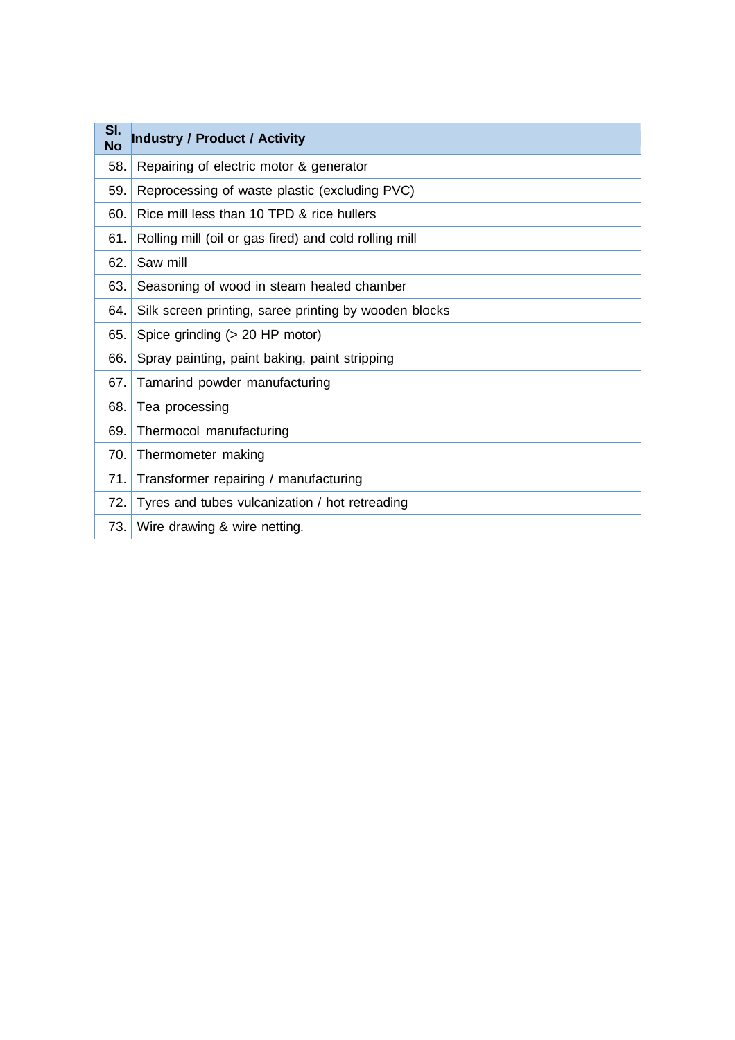| Sl. No | Industry / Product / Activity |
|---|---|
| 58. | Repairing of electric motor & generator |
| 59. | Reprocessing of waste plastic (excluding PVC) |
| 60. | Rice mill less than 10 TPD & rice hullers |
| 61. | Rolling mill (oil or gas fired) and cold rolling mill |
| 62. | Saw mill |
| 63. | Seasoning of wood in steam heated chamber |
| 64. | Silk screen printing, saree printing by wooden blocks |
| 65. | Spice grinding (> 20 HP motor) |
| 66. | Spray painting, paint baking, paint stripping |
| 67. | Tamarind powder manufacturing |
| 68. | Tea processing |
| 69. | Thermocol manufacturing |
| 70. | Thermometer making |
| 71. | Transformer repairing / manufacturing |
| 72. | Tyres and tubes vulcanization / hot retreading |
| 73. | Wire drawing & wire netting. |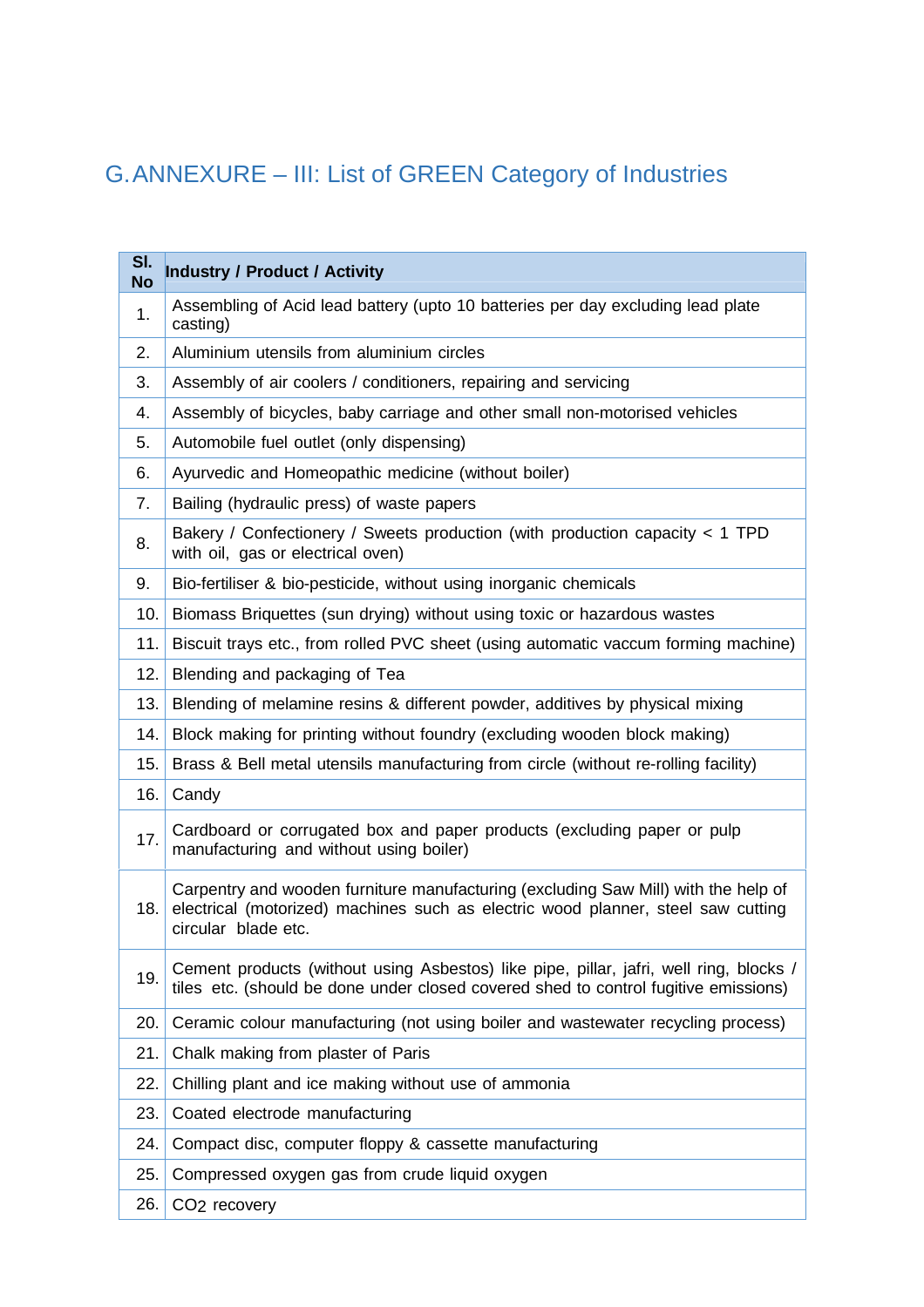## G. ANNEXURE – III: List of GREEN Category of Industries

| Sl. No | Industry / Product / Activity |
|---|---|
| 1. | Assembling of Acid lead battery (upto 10 batteries per day excluding lead plate casting) |
| 2. | Aluminium utensils from aluminium circles |
| 3. | Assembly of air coolers / conditioners, repairing and servicing |
| 4. | Assembly of bicycles, baby carriage and other small non-motorised vehicles |
| 5. | Automobile fuel outlet (only dispensing) |
| 6. | Ayurvedic and Homeopathic medicine (without boiler) |
| 7. | Bailing (hydraulic press) of waste papers |
| 8. | Bakery / Confectionery / Sweets production (with production capacity < 1 TPD with oil, gas or electrical oven) |
| 9. | Bio-fertiliser & bio-pesticide, without using inorganic chemicals |
| 10. | Biomass Briquettes (sun drying) without using toxic or hazardous wastes |
| 11. | Biscuit trays etc., from rolled PVC sheet (using automatic vaccum forming machine) |
| 12. | Blending and packaging of Tea |
| 13. | Blending of melamine resins & different powder, additives by physical mixing |
| 14. | Block making for printing without foundry (excluding wooden block making) |
| 15. | Brass & Bell metal utensils manufacturing from circle (without re-rolling facility) |
| 16. | Candy |
| 17. | Cardboard or corrugated box and paper products (excluding paper or pulp manufacturing and without using boiler) |
| 18. | Carpentry and wooden furniture manufacturing (excluding Saw Mill) with the help of electrical (motorized) machines such as electric wood planner, steel saw cutting circular blade etc. |
| 19. | Cement products (without using Asbestos) like pipe, pillar, jafri, well ring, blocks / tiles etc. (should be done under closed covered shed to control fugitive emissions) |
| 20. | Ceramic colour manufacturing (not using boiler and wastewater recycling process) |
| 21. | Chalk making from plaster of Paris |
| 22. | Chilling plant and ice making without use of ammonia |
| 23. | Coated electrode manufacturing |
| 24. | Compact disc, computer floppy & cassette manufacturing |
| 25. | Compressed oxygen gas from crude liquid oxygen |
| 26. | $CO_2$ recovery |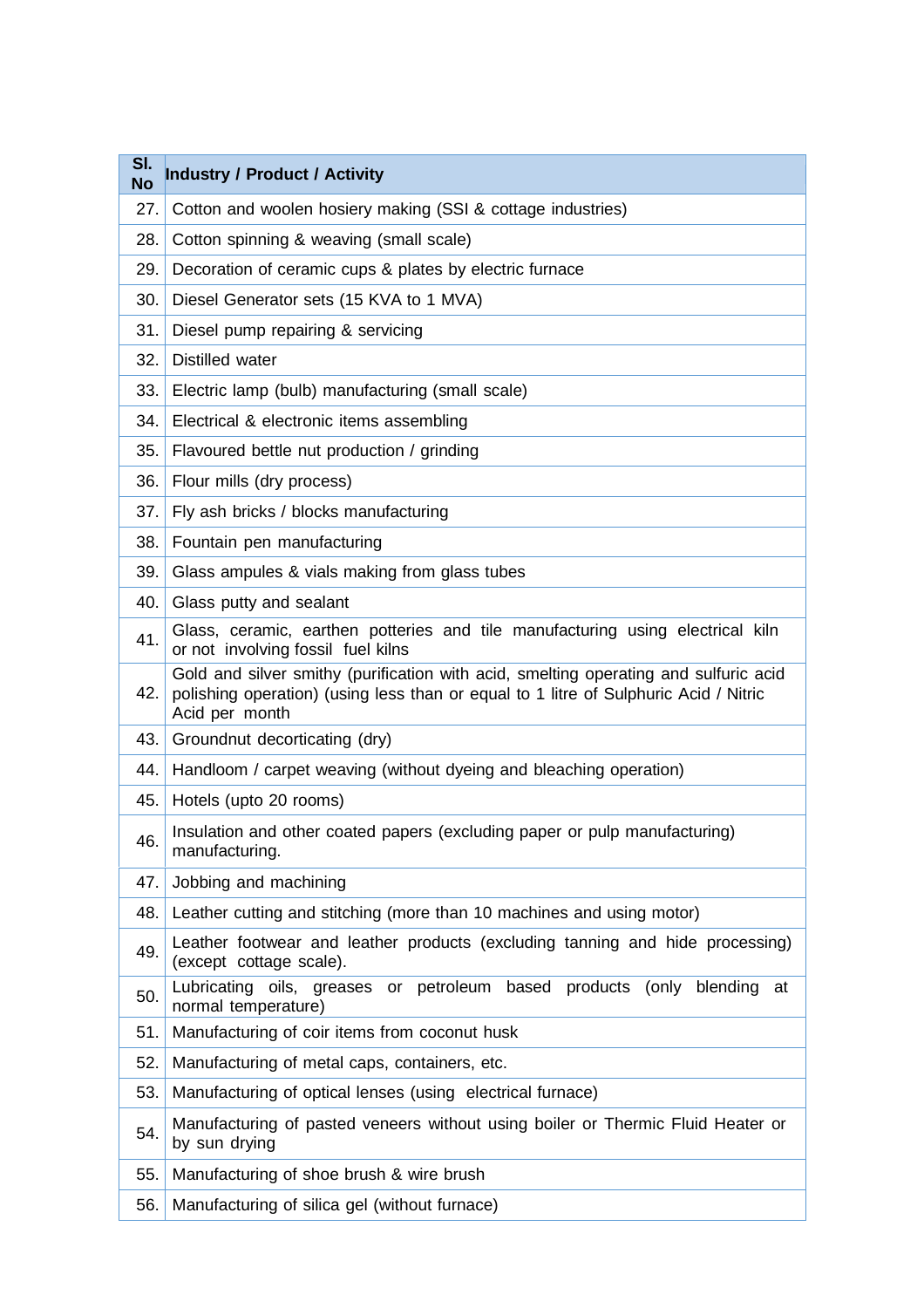| Sl. No | Industry / Product / Activity |
|---|---|
| 27. | Cotton and woolen hosiery making (SSI & cottage industries) |
| 28. | Cotton spinning & weaving (small scale) |
| 29. | Decoration of ceramic cups & plates by electric furnace |
| 30. | Diesel Generator sets (15 KVA to 1 MVA) |
| 31. | Diesel pump repairing & servicing |
| 32. | Distilled water |
| 33. | Electric lamp (bulb) manufacturing (small scale) |
| 34. | Electrical & electronic items assembling |
| 35. | Flavoured bettle nut production / grinding |
| 36. | Flour mills (dry process) |
| 37. | Fly ash bricks / blocks manufacturing |
| 38. | Fountain pen manufacturing |
| 39. | Glass ampules & vials making from glass tubes |
| 40. | Glass putty and sealant |
| 41. | Glass, ceramic, earthen potteries and tile manufacturing using electrical kiln or not involving fossil fuel kilns |
| 42. | Gold and silver smithy (purification with acid, smelting operating and sulfuric acid polishing operation) (using less than or equal to 1 litre of Sulphuric Acid / Nitric Acid per month |
| 43. | Groundnut decorticating (dry) |
| 44. | Handloom / carpet weaving (without dyeing and bleaching operation) |
| 45. | Hotels (upto 20 rooms) |
| 46. | Insulation and other coated papers (excluding paper or pulp manufacturing) manufacturing. |
| 47. | Jobbing and machining |
| 48. | Leather cutting and stitching (more than 10 machines and using motor) |
| 49. | Leather footwear and leather products (excluding tanning and hide processing) (except cottage scale). |
| 50. | Lubricating oils, greases or petroleum based products (only blending at normal temperature) |
| 51. | Manufacturing of coir items from coconut husk |
| 52. | Manufacturing of metal caps, containers, etc. |
| 53. | Manufacturing of optical lenses (using electrical furnace) |
| 54. | Manufacturing of pasted veneers without using boiler or Thermic Fluid Heater or by sun drying |
| 55. | Manufacturing of shoe brush & wire brush |
| 56. | Manufacturing of silica gel (without furnace) |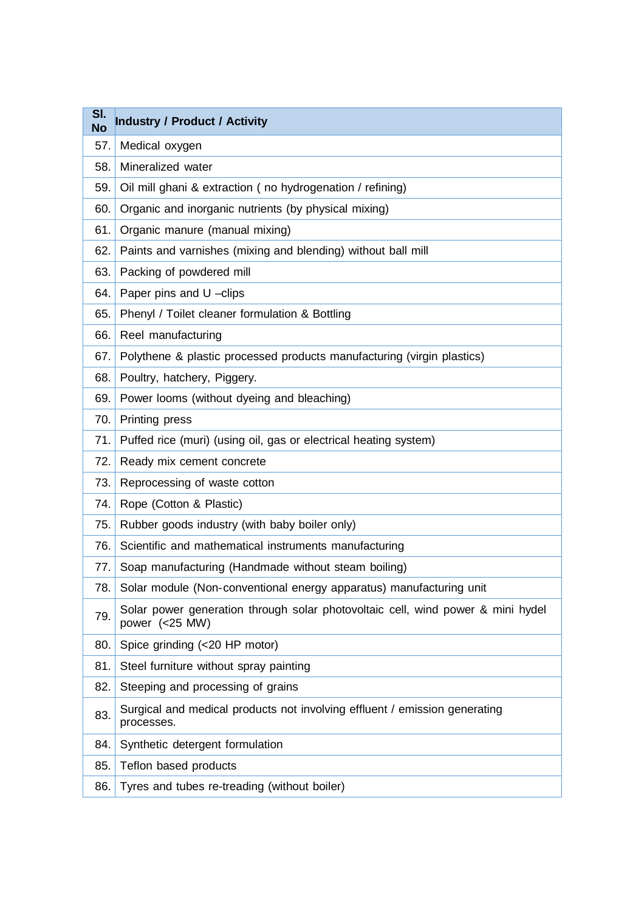| Sl. No | Industry / Product / Activity |
|---|---|
| 57. | Medical oxygen |
| 58. | Mineralized water |
| 59. | Oil mill ghani & extraction ( no hydrogenation / refining) |
| 60. | Organic and inorganic nutrients (by physical mixing) |
| 61. | Organic manure (manual mixing) |
| 62. | Paints and varnishes (mixing and blending) without ball mill |
| 63. | Packing of powdered mill |
| 64. | Paper pins and U –clips |
| 65. | Phenyl / Toilet cleaner formulation & Bottling |
| 66. | Reel manufacturing |
| 67. | Polythene & plastic processed products manufacturing (virgin plastics) |
| 68. | Poultry, hatchery, Piggery. |
| 69. | Power looms (without dyeing and bleaching) |
| 70. | Printing press |
| 71. | Puffed rice (muri) (using oil, gas or electrical heating system) |
| 72. | Ready mix cement concrete |
| 73. | Reprocessing of waste cotton |
| 74. | Rope (Cotton & Plastic) |
| 75. | Rubber goods industry (with baby boiler only) |
| 76. | Scientific and mathematical instruments manufacturing |
| 77. | Soap manufacturing (Handmade without steam boiling) |
| 78. | Solar module (Non-conventional energy apparatus) manufacturing unit |
| 79. | Solar power generation through solar photovoltaic cell, wind power & mini hydel power (<25 MW) |
| 80. | Spice grinding (<20 HP motor) |
| 81. | Steel furniture without spray painting |
| 82. | Steeping and processing of grains |
| 83. | Surgical and medical products not involving effluent / emission generating processes. |
| 84. | Synthetic detergent formulation |
| 85. | Teflon based products |
| 86. | Tyres and tubes re-treading (without boiler) |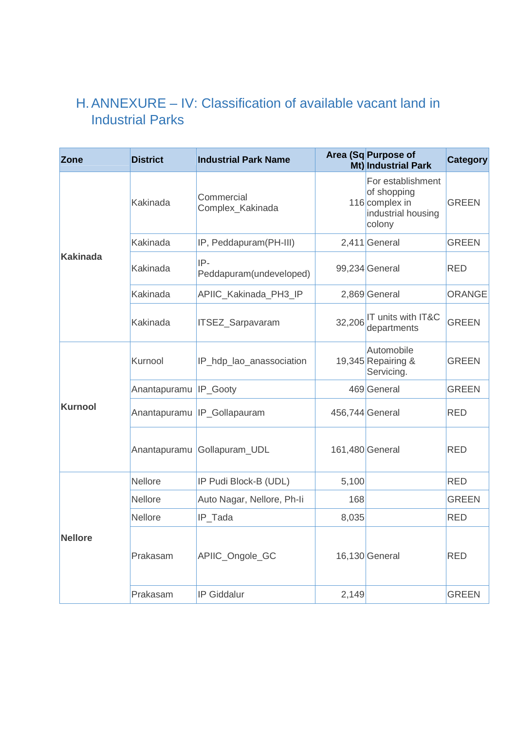## H. ANNEXURE – IV: Classification of available vacant land in Industrial Parks

| Zone | District | Industrial Park Name | Area (Sq Mt) | Purpose of Industrial Park | Category |
|---|---|---|---|---|---|
| Kakinada | Kakinada | Commercial Complex_Kakinada | 116 | For establishment of shopping complex in industrial housing colony | GREEN |
| | Kakinada | IP, Peddapuram(PH-III) | 2,411 | General | GREEN |
| | Kakinada | IP-Peddapuram(undeveloped) | 99,234 | General | RED |
| | Kakinada | APIIC_Kakinada_PH3_IP | 2,869 | General | ORANGE |
| | Kakinada | ITSEZ_Sarpavaram | 32,206 | IT units with IT&C departments | GREEN |
| Kurnool | Kurnool | IP_hdp_lao_anassociation | 19,345 | Automobile Repairing & Servicing. | GREEN |
| | Anantapuramu | IP_Gooty | 469 | General | GREEN |
| | Anantapuramu | IP_Gollapauram | 456,744 | General | RED |
| | Anantapuramu | Gollapuram_UDL | 161,480 | General | RED |
| Nellore | Nellore | IP Pudi Block-B (UDL) | 5,100 | | RED |
| | Nellore | Auto Nagar, Nellore, Ph-Ii | 168 | | GREEN |
| | Nellore | IP_Tada | 8,035 | | RED |
| | Prakasam | APIIC_Ongole_GC | 16,130 | General | RED |
| | Prakasam | IP Giddalur | 2,149 | | GREEN |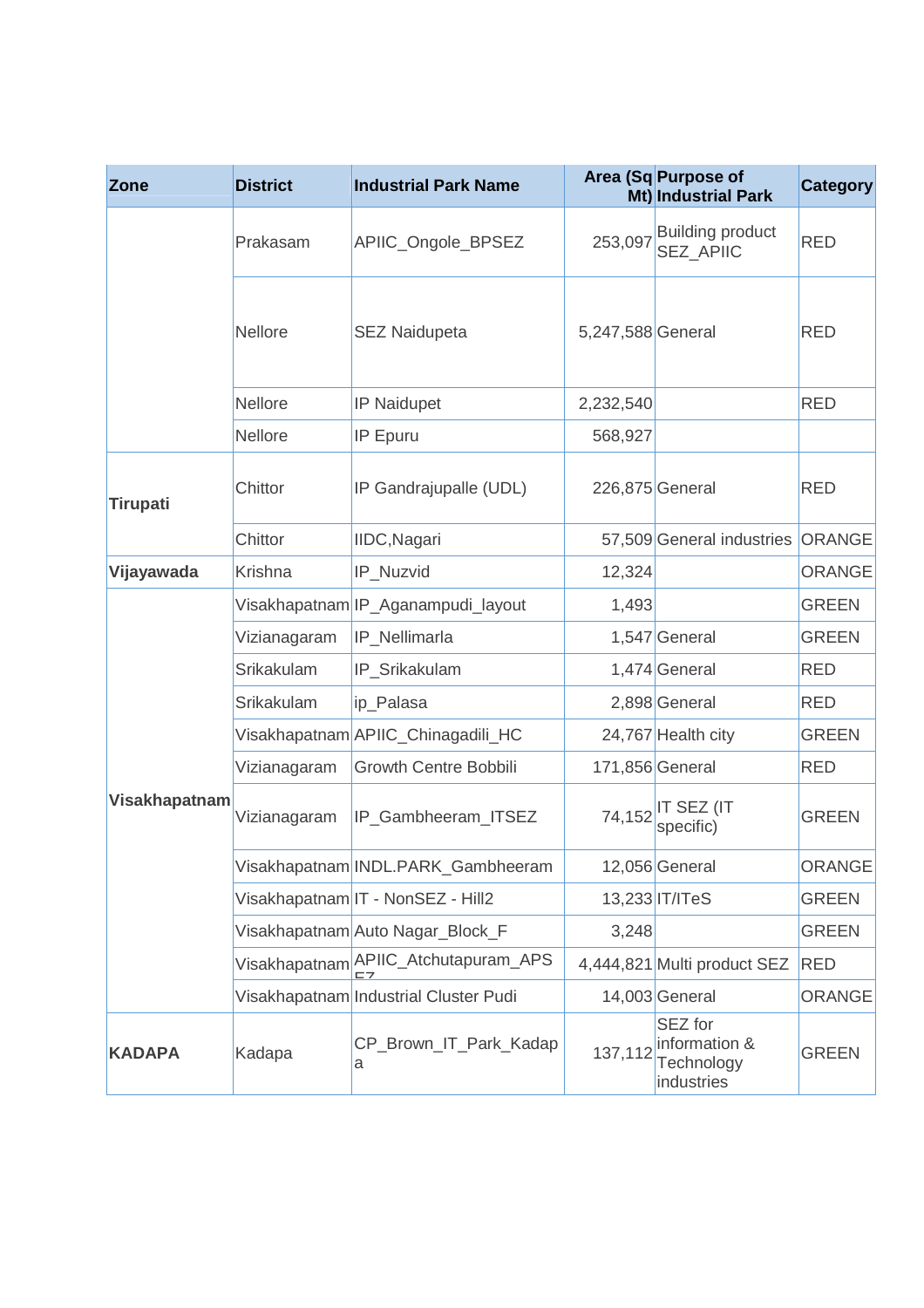| Zone | District | Industrial Park Name | Area (Sq Mt) | Purpose of Industrial Park | Category |
|---|---|---|---|---|---|
| | Prakasam | APIIC_Ongole_BPSEZ | 253,097 | Building product SEZ_APIIC | RED |
| | Nellore | SEZ Naidupeta | 5,247,588 | General | RED |
| | Nellore | IP Naidupet | 2,232,540 | | RED |
| | Nellore | IP Epuru | 568,927 | | |
| Tirupati | Chittor | IP Gandrajupalle (UDL) | 226,875 | General | RED |
| | Chittor | IIDC,Nagari | 57,509 | General industries | ORANGE |
| Vijayawada | Krishna | IP_Nuzvid | 12,324 | | ORANGE |
| Visakhapatnam | Visakhapatnam | IP_Aganampudi_layout | 1,493 | | GREEN |
| | Vizianagaram | IP_Nellimarla | 1,547 | General | GREEN |
| | Srikakulam | IP_Srikakulam | 1,474 | General | RED |
| | Srikakulam | ip_Palasa | 2,898 | General | RED |
| | Visakhapatnam | APIIC_Chinagadili_HC | 24,767 | Health city | GREEN |
| | Vizianagaram | Growth Centre Bobbili | 171,856 | General | RED |
| | Vizianagaram | IP_Gambheeram_ITSEZ | 74,152 | IT SEZ (IT specific) | GREEN |
| | Visakhapatnam | INDL.PARK_Gambheeram | 12,056 | General | ORANGE |
| | Visakhapatnam | IT - NonSEZ - Hill2 | 13,233 | IT/ITeS | GREEN |
| | Visakhapatnam | Auto Nagar_Block_F | 3,248 | | GREEN |
| | Visakhapatnam | APIIC_Atchutapuram_APSEZ | 4,444,821 | Multi product SEZ | RED |
| | Visakhapatnam | Industrial Cluster Pudi | 14,003 | General | ORANGE |
| KADAPA | Kadapa | CP_Brown_IT_Park_Kadapa | 137,112 | SEZ for information & Technology industries | GREEN |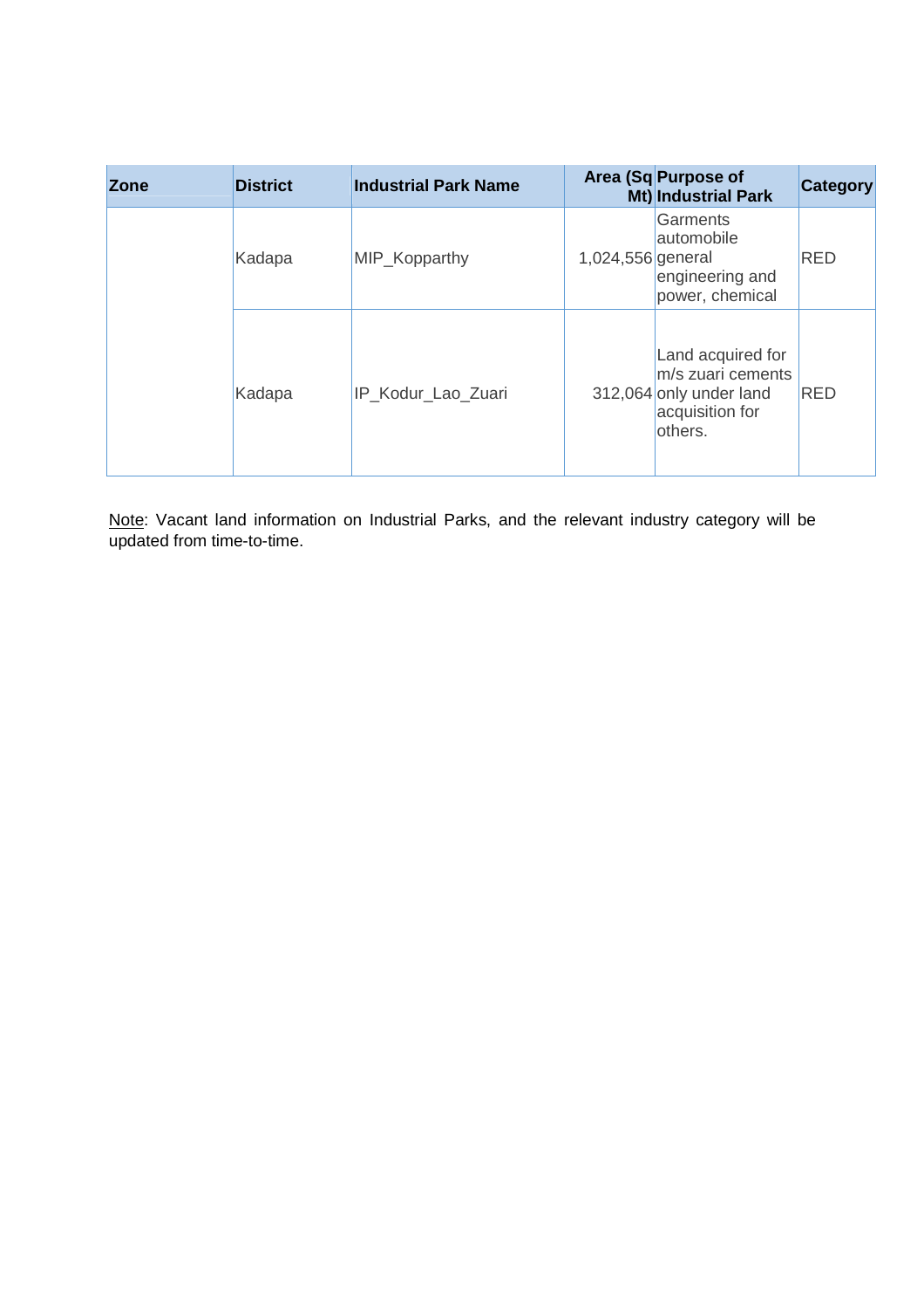| Zone | District | Industrial Park Name | Area (Sq Mt) | Purpose of Industrial Park | Category |
|---|---|---|---|---|---|
| | Kadapa | MIP_Kopparthy | 1,024,556 | Garments automobile general engineering and power, chemical | RED |
| | Kadapa | IP_Kodur_Lao_Zuari | 312,064 | Land acquired for m/s zuari cements only under land acquisition for others. | RED |

Note: Vacant land information on Industrial Parks, and the relevant industry category will be updated from time-to-time.